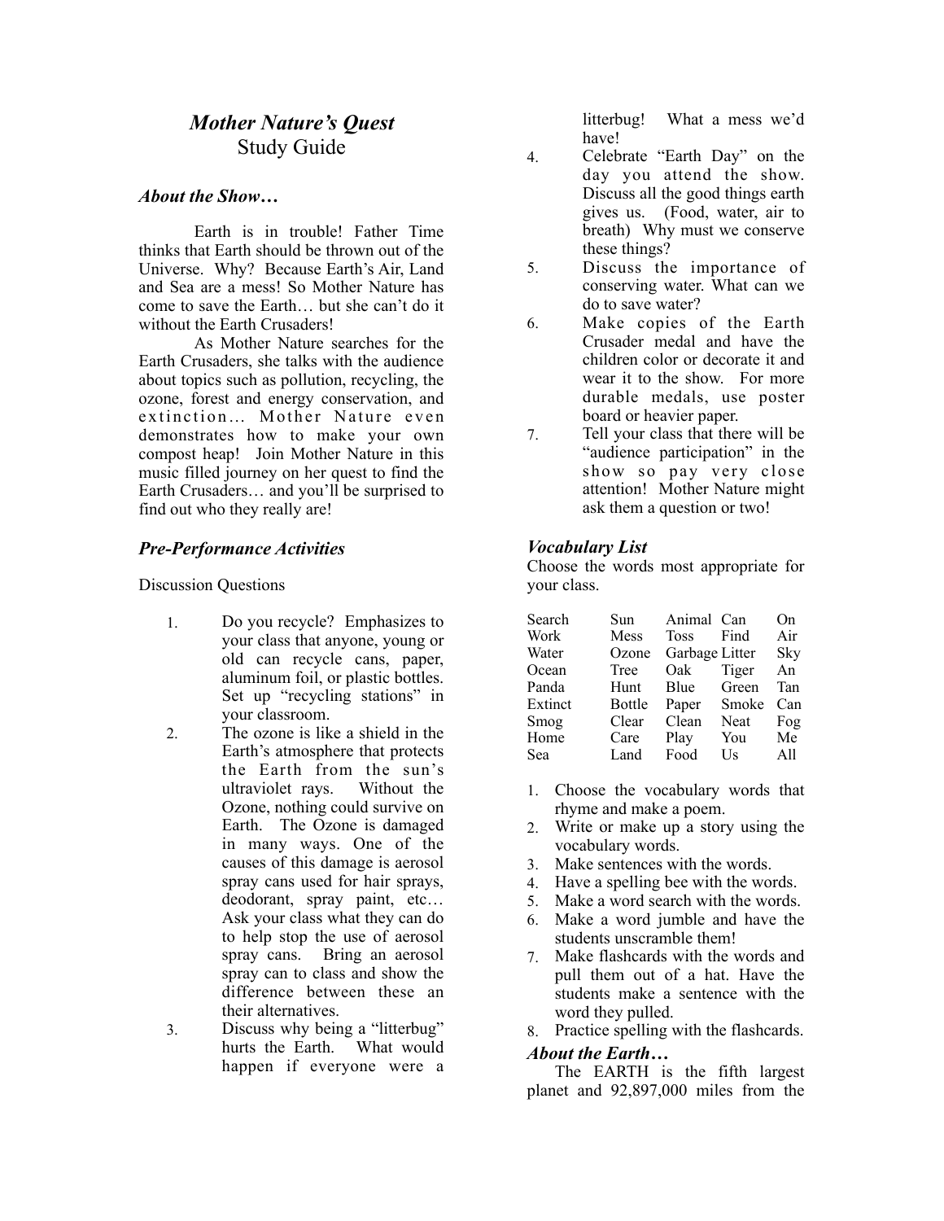# *Mother Nature's Quest*
## Study Guide

### *About the Show…*

Earth is in trouble! Father Time thinks that Earth should be thrown out of the Universe. Why? Because Earth's Air, Land and Sea are a mess! So Mother Nature has come to save the Earth… but she can't do it without the Earth Crusaders!

As Mother Nature searches for the Earth Crusaders, she talks with the audience about topics such as pollution, recycling, the ozone, forest and energy conservation, and extinction… Mother Nature even demonstrates how to make your own compost heap! Join Mother Nature in this music filled journey on her quest to find the Earth Crusaders… and you'll be surprised to find out who they really are!

### *Pre-Performance Activities*

Discussion Questions

1. Do you recycle? Emphasizes to your class that anyone, young or old can recycle cans, paper, aluminum foil, or plastic bottles. Set up "recycling stations" in your classroom.
2. The ozone is like a shield in the Earth's atmosphere that protects the Earth from the sun's ultraviolet rays. Without the Ozone, nothing could survive on Earth. The Ozone is damaged in many ways. One of the causes of this damage is aerosol spray cans used for hair sprays, deodorant, spray paint, etc… Ask your class what they can do to help stop the use of aerosol spray cans. Bring an aerosol spray can to class and show the difference between these an their alternatives.
3. Discuss why being a "litterbug" hurts the Earth. What would happen if everyone were a litterbug! What a mess we'd have!
4. Celebrate "Earth Day" on the day you attend the show. Discuss all the good things earth gives us. (Food, water, air to breath) Why must we conserve these things?
5. Discuss the importance of conserving water. What can we do to save water?
6. Make copies of the Earth Crusader medal and have the children color or decorate it and wear it to the show. For more durable medals, use poster board or heavier paper.
7. Tell your class that there will be "audience participation" in the show so pay very close attention! Mother Nature might ask them a question or two!

### *Vocabulary List*

Choose the words most appropriate for your class.

| | | | | |
|---|---|---|---|---|
| Search | Sun | Animal | Can | On |
| Work | Mess | Toss | Find | Air |
| Water | Ozone | Garbage | Litter | Sky |
| Ocean | Tree | Oak | Tiger | An |
| Panda | Hunt | Blue | Green | Tan |
| Extinct | Bottle | Paper | Smoke | Can |
| Smog | Clear | Clean | Neat | Fog |
| Home | Care | Play | You | Me |
| Sea | Land | Food | Us | All |

1. Choose the vocabulary words that rhyme and make a poem.
2. Write or make up a story using the vocabulary words.
3. Make sentences with the words.
4. Have a spelling bee with the words.
5. Make a word search with the words.
6. Make a word jumble and have the students unscramble them!
7. Make flashcards with the words and pull them out of a hat. Have the students make a sentence with the word they pulled.
8. Practice spelling with the flashcards.

### *About the Earth…*

The EARTH is the fifth largest planet and 92,897,000 miles from the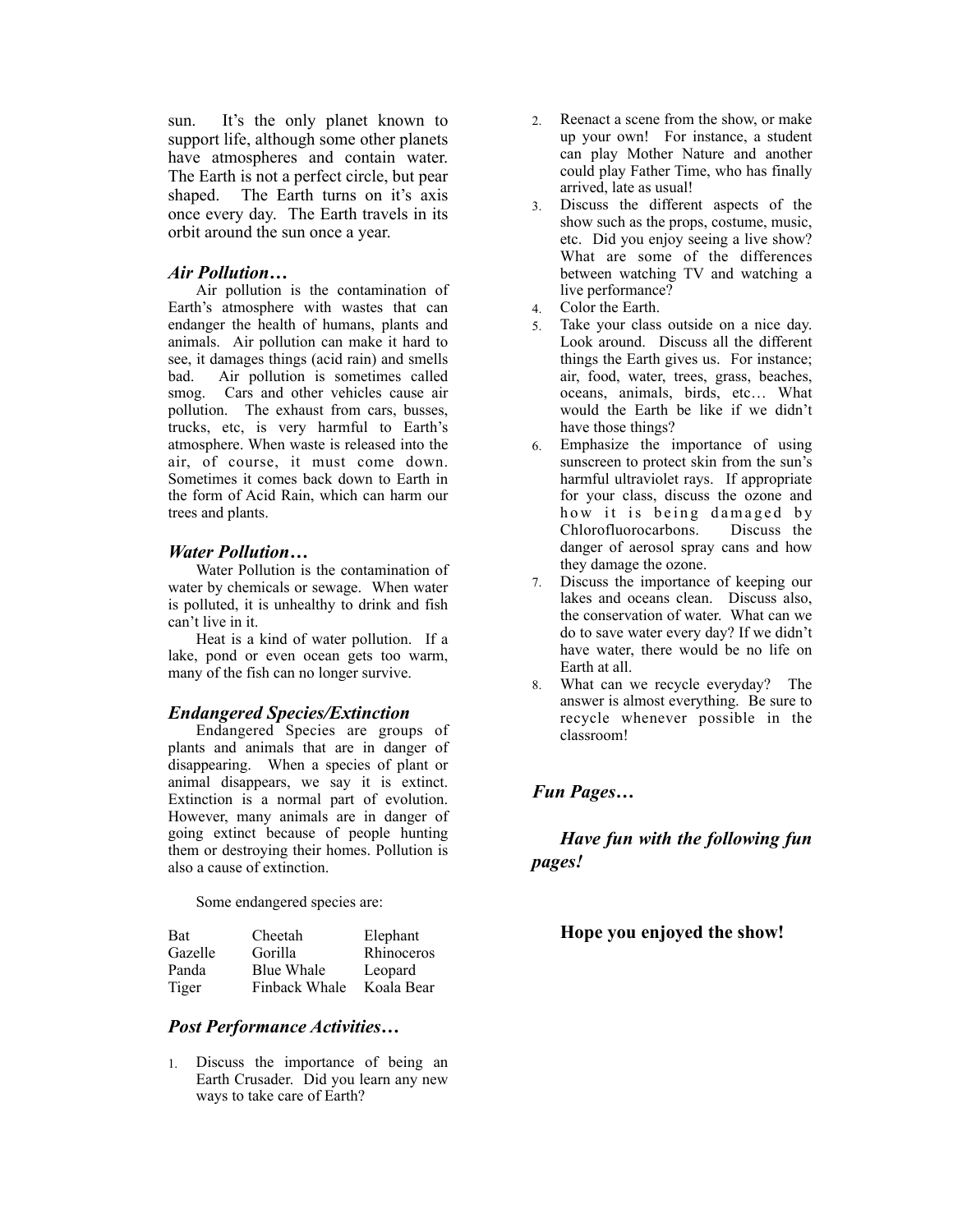sun. It's the only planet known to support life, although some other planets have atmospheres and contain water. The Earth is not a perfect circle, but pear shaped. The Earth turns on it's axis once every day. The Earth travels in its orbit around the sun once a year.

### *Air Pollution…*

Air pollution is the contamination of Earth's atmosphere with wastes that can endanger the health of humans, plants and animals. Air pollution can make it hard to see, it damages things (acid rain) and smells bad. Air pollution is sometimes called smog. Cars and other vehicles cause air pollution. The exhaust from cars, busses, trucks, etc, is very harmful to Earth's atmosphere. When waste is released into the air, of course, it must come down. Sometimes it comes back down to Earth in the form of Acid Rain, which can harm our trees and plants.

### *Water Pollution…*

Water Pollution is the contamination of water by chemicals or sewage. When water is polluted, it is unhealthy to drink and fish can't live in it.

Heat is a kind of water pollution. If a lake, pond or even ocean gets too warm, many of the fish can no longer survive.

### *Endangered Species/Extinction*

Endangered Species are groups of plants and animals that are in danger of disappearing. When a species of plant or animal disappears, we say it is extinct. Extinction is a normal part of evolution. However, many animals are in danger of going extinct because of people hunting them or destroying their homes. Pollution is also a cause of extinction.

Some endangered species are:

| | | |
|---|---|---|
| Bat | Cheetah | Elephant |
| Gazelle | Gorilla | Rhinoceros |
| Panda | Blue Whale | Leopard |
| Tiger | Finback Whale | Koala Bear |

### *Post Performance Activities…*

1. Discuss the importance of being an Earth Crusader. Did you learn any new ways to take care of Earth?
2. Reenact a scene from the show, or make up your own! For instance, a student can play Mother Nature and another could play Father Time, who has finally arrived, late as usual!
3. Discuss the different aspects of the show such as the props, costume, music, etc. Did you enjoy seeing a live show? What are some of the differences between watching TV and watching a live performance?
4. Color the Earth.
5. Take your class outside on a nice day. Look around. Discuss all the different things the Earth gives us. For instance; air, food, water, trees, grass, beaches, oceans, animals, birds, etc… What would the Earth be like if we didn't have those things?
6. Emphasize the importance of using sunscreen to protect skin from the sun's harmful ultraviolet rays. If appropriate for your class, discuss the ozone and how it is being damaged by Chlorofluorocarbons. Discuss the danger of aerosol spray cans and how they damage the ozone.
7. Discuss the importance of keeping our lakes and oceans clean. Discuss also, the conservation of water. What can we do to save water every day? If we didn't have water, there would be no life on Earth at all.
8. What can we recycle everyday? The answer is almost everything. Be sure to recycle whenever possible in the classroom!

### *Fun Pages…*

***Have fun with the following fun pages!***

**Hope you enjoyed the show!**